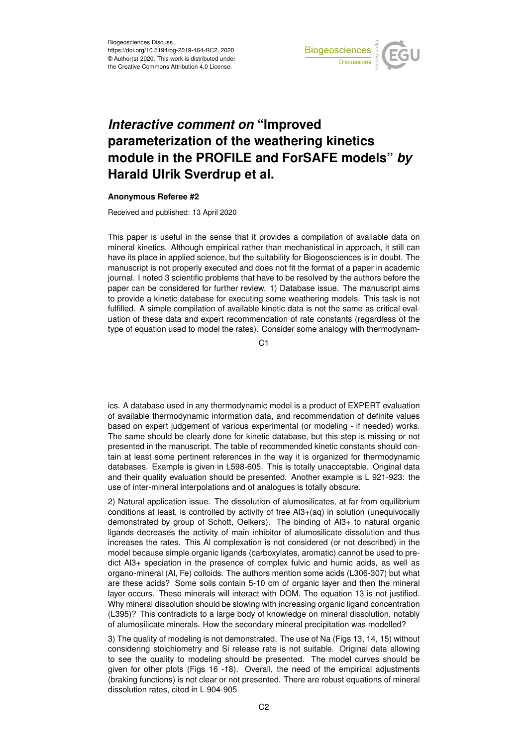# *Interactive comment on* "Improved parameterization of the weathering kinetics module in the PROFILE and ForSAFE models" *by* Harald Ulrik Sverdrup et al.

**Anonymous Referee #2**

Received and published: 13 April 2020

This paper is useful in the sense that it provides a compilation of available data on mineral kinetics. Although empirical rather than mechanistical in approach, it still can have its place in applied science, but the suitability for Biogeosciences is in doubt. The manuscript is not properly executed and does not fit the format of a paper in academic journal. I noted 3 scientific problems that have to be resolved by the authors before the paper can be considered for further review. 1) Database issue. The manuscript aims to provide a kinetic database for executing some weathering models. This task is not fulfilled. A simple compilation of available kinetic data is not the same as critical evaluation of these data and expert recommendation of rate constants (regardless of the type of equation used to model the rates). Consider some analogy with thermodynamics. A database used in any thermodynamic model is a product of EXPERT evaluation of available thermodynamic information data, and recommendation of definite values based on expert judgement of various experimental (or modeling - if needed) works. The same should be clearly done for kinetic database, but this step is missing or not presented in the manuscript. The table of recommended kinetic constants should contain at least some pertinent references in the way it is organized for thermodynamic databases. Example is given in L598-605. This is totally unacceptable. Original data and their quality evaluation should be presented. Another example is L 921-923: the use of inter-mineral interpolations and of analogues is totally obscure.

2) Natural application issue. The dissolution of alumosilicates, at far from equilibrium conditions at least, is controlled by activity of free $Al^{3+}(aq)$ in solution (unequivocally demonstrated by group of Schott, Oelkers). The binding of $Al^{3+}$ to natural organic ligands decreases the activity of main inhibitor of alumosilicate dissolution and thus increases the rates. This Al complexation is not considered (or not described) in the model because simple organic ligands (carboxylates, aromatic) cannot be used to predict $Al^{3+}$ speciation in the presence of complex fulvic and humic acids, as well as organo-mineral (Al, Fe) colloids. The authors mention some acids (L306-307) but what are these acids? Some soils contain 5-10 cm of organic layer and then the mineral layer occurs. These minerals will interact with DOM. The equation 13 is not justified. Why mineral dissolution should be slowing with increasing organic ligand concentration (L395)? This contradicts to a large body of knowledge on mineral dissolution, notably of alumosilicate minerals. How the secondary mineral precipitation was modelled?

3) The quality of modeling is not demonstrated. The use of Na (Figs 13, 14, 15) without considering stoichiometry and Si release rate is not suitable. Original data allowing to see the quality to modeling should be presented. The model curves should be given for other plots (Figs 16 -18). Overall, the need of the empirical adjustments (braking functions) is not clear or not presented. There are robust equations of mineral dissolution rates, cited in L 904-905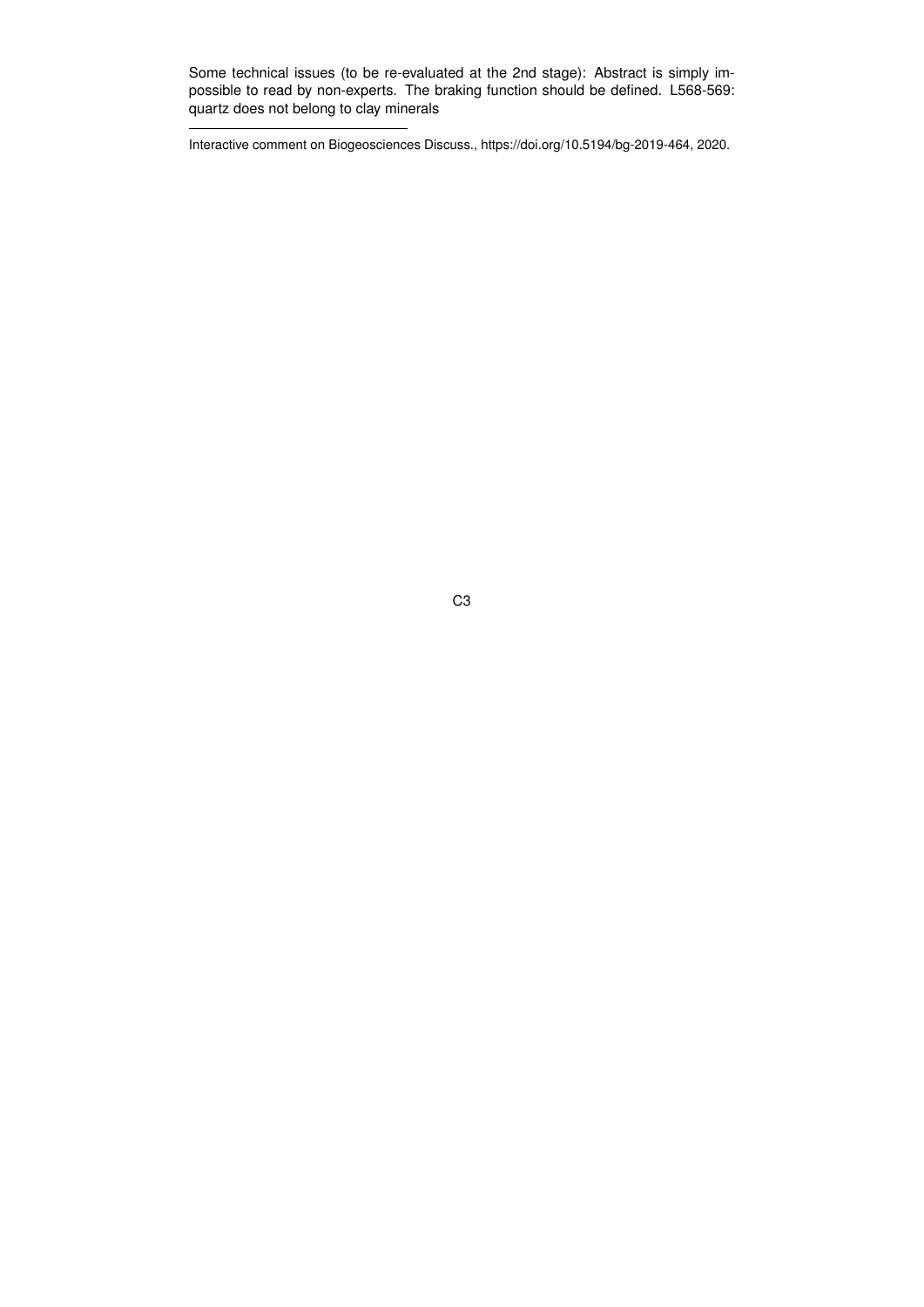Some technical issues (to be re-evaluated at the 2nd stage): Abstract is simply impossible to read by non-experts. The braking function should be defined. L568-569: quartz does not belong to clay minerals

---

Interactive comment on Biogeosciences Discuss., https://doi.org/10.5194/bg-2019-464, 2020.